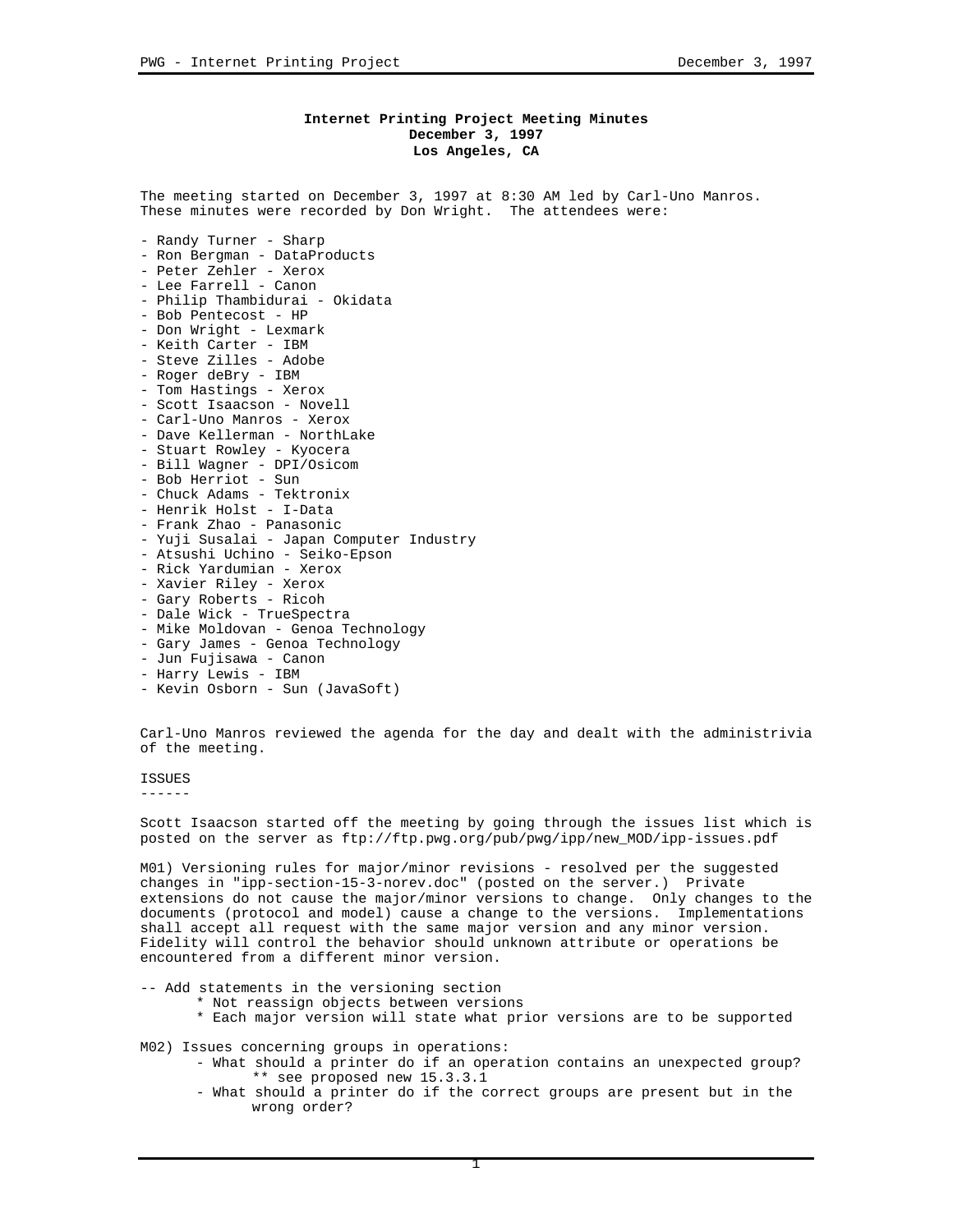# Internet Printing Project Meeting Minutes
**December 3, 1997**
**Los Angeles, CA**

The meeting started on December 3, 1997 at 8:30 AM led by Carl-Uno Manros. These minutes were recorded by Don Wright. The attendees were:

- Randy Turner - Sharp
- Ron Bergman - DataProducts
- Peter Zehler - Xerox
- Lee Farrell - Canon
- Philip Thambidurai - Okidata
- Bob Pentecost - HP
- Don Wright - Lexmark
- Keith Carter - IBM
- Steve Zilles - Adobe
- Roger deBry - IBM
- Tom Hastings - Xerox
- Scott Isaacson - Novell
- Carl-Uno Manros - Xerox
- Dave Kellerman - NorthLake
- Stuart Rowley - Kyocera
- Bill Wagner - DPI/Osicom
- Bob Herriot - Sun
- Chuck Adams - Tektronix
- Henrik Holst - I-Data
- Frank Zhao - Panasonic
- Yuji Susalai - Japan Computer Industry
- Atsushi Uchino - Seiko-Epson
- Rick Yardumian - Xerox
- Xavier Riley - Xerox
- Gary Roberts - Ricoh
- Dale Wick - TrueSpectra
- Mike Moldovan - Genoa Technology
- Gary James - Genoa Technology
- Jun Fujisawa - Canon
- Harry Lewis - IBM
- Kevin Osborn - Sun (JavaSoft)

Carl-Uno Manros reviewed the agenda for the day and dealt with the administrivia of the meeting.

## ISSUES

Scott Isaacson started off the meeting by going through the issues list which is posted on the server as ftp://ftp.pwg.org/pub/pwg/ipp/new_MOD/ipp-issues.pdf

M01) Versioning rules for major/minor revisions - resolved per the suggested changes in "ipp-section-15-3-norev.doc" (posted on the server.) Private extensions do not cause the major/minor versions to change. Only changes to the documents (protocol and model) cause a change to the versions. Implementations shall accept all request with the same major version and any minor version. Fidelity will control the behavior should unknown attribute or operations be encountered from a different minor version.

-- Add statements in the versioning section
  * Not reassign objects between versions
  * Each major version will state what prior versions are to be supported

M02) Issues concerning groups in operations:
- What should a printer do if an operation contains an unexpected group?
  ** see proposed new 15.3.3.1
- What should a printer do if the correct groups are present but in the wrong order?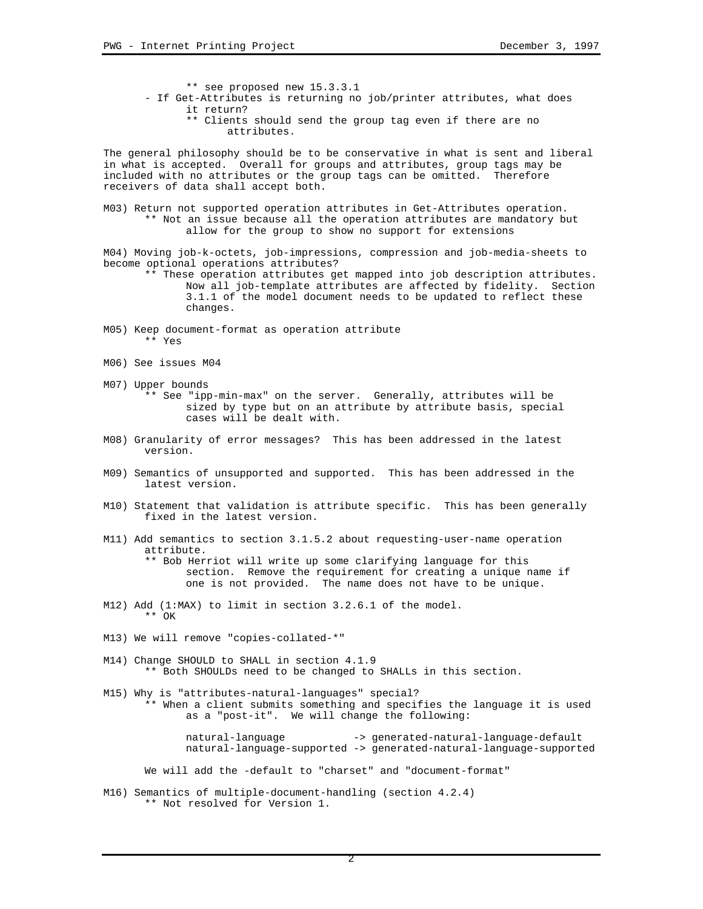** see proposed new 15.3.3.1

- If Get-Attributes is returning no job/printer attributes, what does it return?
  ** Clients should send the group tag even if there are no attributes.

The general philosophy should be to be conservative in what is sent and liberal in what is accepted. Overall for groups and attributes, group tags may be included with no attributes or the group tags can be omitted. Therefore receivers of data shall accept both.

M03) Return not supported operation attributes in Get-Attributes operation.
  ** Not an issue because all the operation attributes are mandatory but allow for the group to show no support for extensions

M04) Moving job-k-octets, job-impressions, compression and job-media-sheets to become optional operations attributes?
  ** These operation attributes get mapped into job description attributes. Now all job-template attributes are affected by fidelity. Section 3.1.1 of the model document needs to be updated to reflect these changes.

M05) Keep document-format as operation attribute
  ** Yes

M06) See issues M04

M07) Upper bounds
  ** See "ipp-min-max" on the server. Generally, attributes will be sized by type but on an attribute by attribute basis, special cases will be dealt with.

M08) Granularity of error messages? This has been addressed in the latest version.

M09) Semantics of unsupported and supported. This has been addressed in the latest version.

M10) Statement that validation is attribute specific. This has been generally fixed in the latest version.

M11) Add semantics to section 3.1.5.2 about requesting-user-name operation attribute.
  ** Bob Herriot will write up some clarifying language for this section. Remove the requirement for creating a unique name if one is not provided. The name does not have to be unique.

M12) Add (1:MAX) to limit in section 3.2.6.1 of the model.
  ** OK

M13) We will remove "copies-collated-*"

M14) Change SHOULD to SHALL in section 4.1.9
  ** Both SHOULDs need to be changed to SHALLs in this section.

M15) Why is "attributes-natural-languages" special?
  ** When a client submits something and specifies the language it is used as a "post-it". We will change the following:

```
natural-language           -> generated-natural-language-default
natural-language-supported -> generated-natural-language-supported
```

  We will add the -default to "charset" and "document-format"

M16) Semantics of multiple-document-handling (section 4.2.4)
  ** Not resolved for Version 1.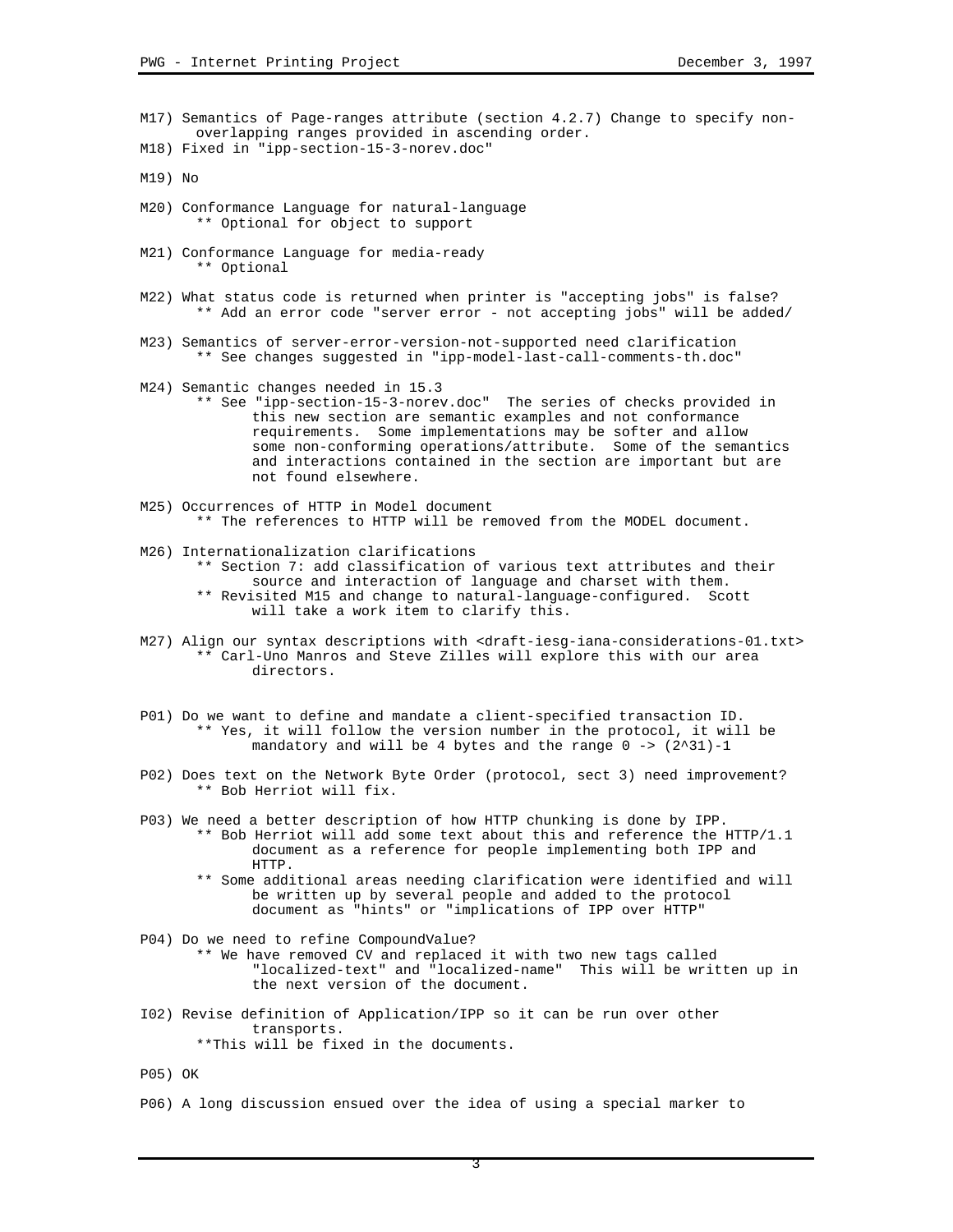M17) Semantics of Page-ranges attribute (section 4.2.7) Change to specify non-overlapping ranges provided in ascending order.

M18) Fixed in "ipp-section-15-3-norev.doc"

M19) No

M20) Conformance Language for natural-language
- ** Optional for object to support

M21) Conformance Language for media-ready
- ** Optional

M22) What status code is returned when printer is "accepting jobs" is false?
- ** Add an error code "server error - not accepting jobs" will be added/

M23) Semantics of server-error-version-not-supported need clarification
- ** See changes suggested in "ipp-model-last-call-comments-th.doc"

M24) Semantic changes needed in 15.3
- ** See "ipp-section-15-3-norev.doc" The series of checks provided in this new section are semantic examples and not conformance requirements. Some implementations may be softer and allow some non-conforming operations/attribute. Some of the semantics and interactions contained in the section are important but are not found elsewhere.

M25) Occurrences of HTTP in Model document
- ** The references to HTTP will be removed from the MODEL document.

M26) Internationalization clarifications
- ** Section 7: add classification of various text attributes and their source and interaction of language and charset with them.
- ** Revisited M15 and change to natural-language-configured. Scott will take a work item to clarify this.

M27) Align our syntax descriptions with <draft-iesg-iana-considerations-01.txt>
- ** Carl-Uno Manros and Steve Zilles will explore this with our area directors.

P01) Do we want to define and mandate a client-specified transaction ID.
- ** Yes, it will follow the version number in the protocol, it will be mandatory and will be 4 bytes and the range 0 -> (2^31)-1

P02) Does text on the Network Byte Order (protocol, sect 3) need improvement?
- ** Bob Herriot will fix.

P03) We need a better description of how HTTP chunking is done by IPP.
- ** Bob Herriot will add some text about this and reference the HTTP/1.1 document as a reference for people implementing both IPP and HTTP.
- ** Some additional areas needing clarification were identified and will be written up by several people and added to the protocol document as "hints" or "implications of IPP over HTTP"

P04) Do we need to refine CompoundValue?
- ** We have removed CV and replaced it with two new tags called "localized-text" and "localized-name" This will be written up in the next version of the document.

I02) Revise definition of Application/IPP so it can be run over other transports.
- **This will be fixed in the documents.

P05) OK

P06) A long discussion ensued over the idea of using a special marker to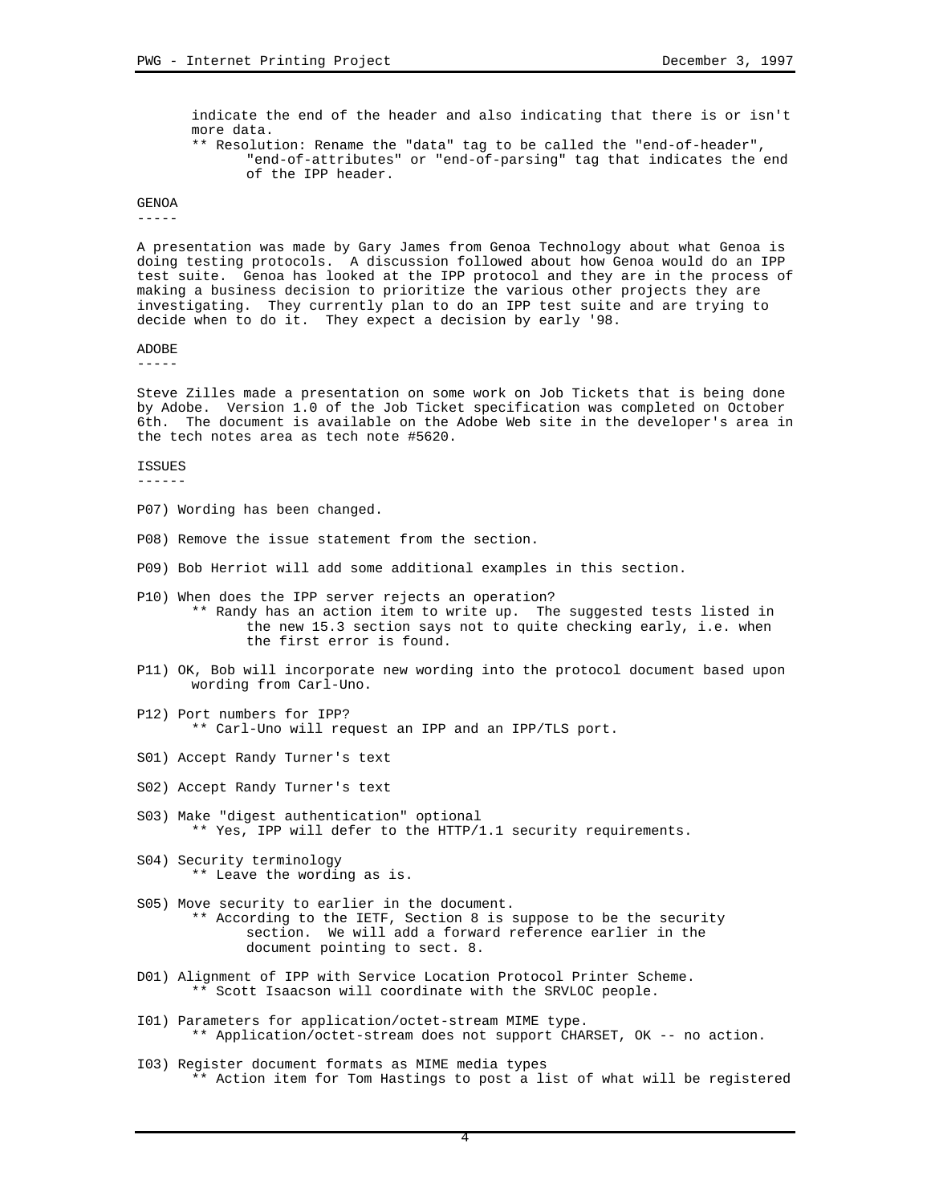indicate the end of the header and also indicating that there is or isn't more data.

** Resolution: Rename the "data" tag to be called the "end-of-header", "end-of-attributes" or "end-of-parsing" tag that indicates the end of the IPP header.

## GENOA

A presentation was made by Gary James from Genoa Technology about what Genoa is doing testing protocols. A discussion followed about how Genoa would do an IPP test suite. Genoa has looked at the IPP protocol and they are in the process of making a business decision to prioritize the various other projects they are investigating. They currently plan to do an IPP test suite and are trying to decide when to do it. They expect a decision by early '98.

## ADOBE

Steve Zilles made a presentation on some work on Job Tickets that is being done by Adobe. Version 1.0 of the Job Ticket specification was completed on October 6th. The document is available on the Adobe Web site in the developer's area in the tech notes area as tech note #5620.

## ISSUES

P07) Wording has been changed.

P08) Remove the issue statement from the section.

P09) Bob Herriot will add some additional examples in this section.

P10) When does the IPP server rejects an operation?
** Randy has an action item to write up. The suggested tests listed in the new 15.3 section says not to quite checking early, i.e. when the first error is found.

P11) OK, Bob will incorporate new wording into the protocol document based upon wording from Carl-Uno.

P12) Port numbers for IPP?
** Carl-Uno will request an IPP and an IPP/TLS port.

S01) Accept Randy Turner's text

S02) Accept Randy Turner's text

S03) Make "digest authentication" optional
** Yes, IPP will defer to the HTTP/1.1 security requirements.

S04) Security terminology
** Leave the wording as is.

S05) Move security to earlier in the document.
** According to the IETF, Section 8 is suppose to be the security section. We will add a forward reference earlier in the document pointing to sect. 8.

D01) Alignment of IPP with Service Location Protocol Printer Scheme.
** Scott Isaacson will coordinate with the SRVLOC people.

I01) Parameters for application/octet-stream MIME type.
** Application/octet-stream does not support CHARSET, OK -- no action.

I03) Register document formats as MIME media types
** Action item for Tom Hastings to post a list of what will be registered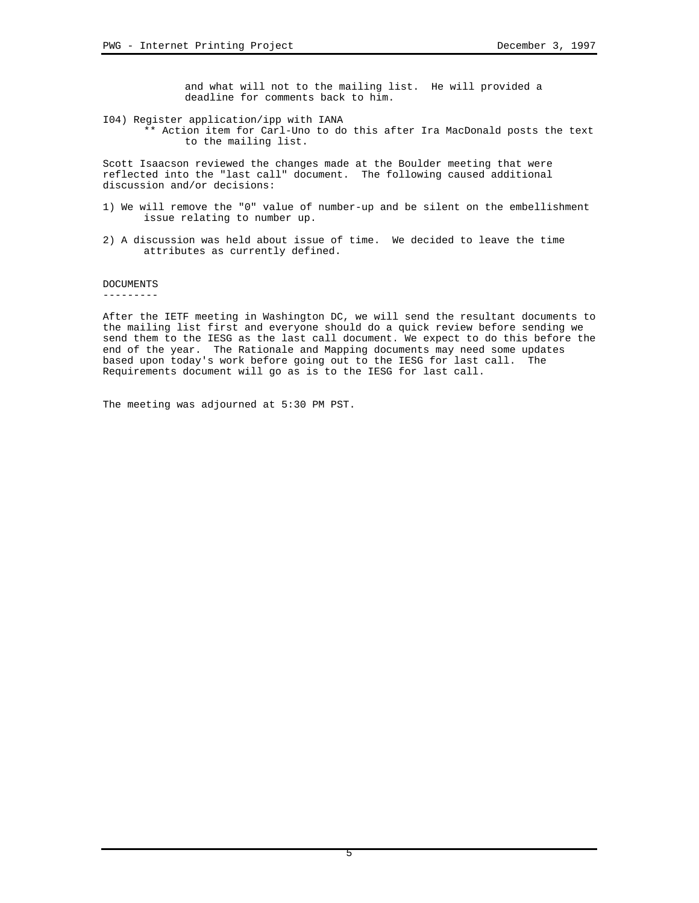and what will not to the mailing list. He will provided a deadline for comments back to him.

I04) Register application/ipp with IANA

** Action item for Carl-Uno to do this after Ira MacDonald posts the text to the mailing list.

Scott Isaacson reviewed the changes made at the Boulder meeting that were reflected into the "last call" document. The following caused additional discussion and/or decisions:

1) We will remove the "0" value of number-up and be silent on the embellishment issue relating to number up.

2) A discussion was held about issue of time. We decided to leave the time attributes as currently defined.

## DOCUMENTS

After the IETF meeting in Washington DC, we will send the resultant documents to the mailing list first and everyone should do a quick review before sending we send them to the IESG as the last call document. We expect to do this before the end of the year. The Rationale and Mapping documents may need some updates based upon today's work before going out to the IESG for last call. The Requirements document will go as is to the IESG for last call.

The meeting was adjourned at 5:30 PM PST.